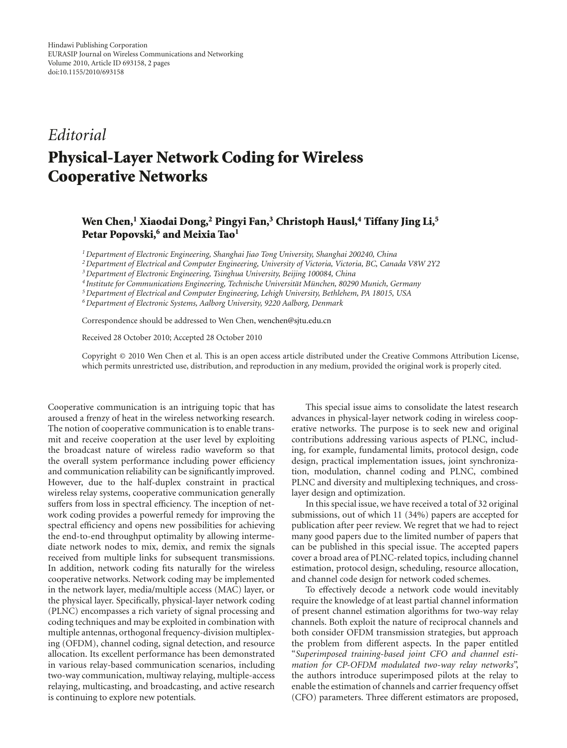Hindawi Publishing Corporation
EURASIP Journal on Wireless Communications and Networking
Volume 2010, Article ID 693158, 2 pages
doi:10.1155/2010/693158

*Editorial*

# Physical-Layer Network Coding for Wireless Cooperative Networks

**Wen Chen,[1] Xiaodai Dong,[2] Pingyi Fan,[3] Christoph Hausl,[4] Tiffany Jing Li,[5] Petar Popovski,[6] and Meixia Tao[1]**

[1] *Department of Electronic Engineering, Shanghai Jiao Tong University, Shanghai 200240, China*
[2] *Department of Electrical and Computer Engineering, University of Victoria, Victoria, BC, Canada V8W 2Y2*
[3] *Department of Electronic Engineering, Tsinghua University, Beijing 100084, China*
[4] *Institute for Communications Engineering, Technische Universität München, 80290 Munich, Germany*
[5] *Department of Electrical and Computer Engineering, Lehigh University, Bethlehem, PA 18015, USA*
[6] *Department of Electronic Systems, Aalborg University, 9220 Aalborg, Denmark*

Correspondence should be addressed to Wen Chen, wenchen@sjtu.edu.cn

Received 28 October 2010; Accepted 28 October 2010

Copyright © 2010 Wen Chen et al. This is an open access article distributed under the Creative Commons Attribution License, which permits unrestricted use, distribution, and reproduction in any medium, provided the original work is properly cited.

Cooperative communication is an intriguing topic that has aroused a frenzy of heat in the wireless networking research. The notion of cooperative communication is to enable transmit and receive cooperation at the user level by exploiting the broadcast nature of wireless radio waveform so that the overall system performance including power efficiency and communication reliability can be significantly improved. However, due to the half-duplex constraint in practical wireless relay systems, cooperative communication generally suffers from loss in spectral efficiency. The inception of network coding provides a powerful remedy for improving the spectral efficiency and opens new possibilities for achieving the end-to-end throughput optimality by allowing intermediate network nodes to mix, demix, and remix the signals received from multiple links for subsequent transmissions. In addition, network coding fits naturally for the wireless cooperative networks. Network coding may be implemented in the network layer, media/multiple access (MAC) layer, or the physical layer. Specifically, physical-layer network coding (PLNC) encompasses a rich variety of signal processing and coding techniques and may be exploited in combination with multiple antennas, orthogonal frequency-division multiplexing (OFDM), channel coding, signal detection, and resource allocation. Its excellent performance has been demonstrated in various relay-based communication scenarios, including two-way communication, multiway relaying, multiple-access relaying, multicasting, and broadcasting, and active research is continuing to explore new potentials.

This special issue aims to consolidate the latest research advances in physical-layer network coding in wireless cooperative networks. The purpose is to seek new and original contributions addressing various aspects of PLNC, including, for example, fundamental limits, protocol design, code design, practical implementation issues, joint synchronization, modulation, channel coding and PLNC, combined PLNC and diversity and multiplexing techniques, and cross-layer design and optimization.

In this special issue, we have received a total of 32 original submissions, out of which 11 (34%) papers are accepted for publication after peer review. We regret that we had to reject many good papers due to the limited number of papers that can be published in this special issue. The accepted papers cover a broad area of PLNC-related topics, including channel estimation, protocol design, scheduling, resource allocation, and channel code design for network coded schemes.

To effectively decode a network code would inevitably require the knowledge of at least partial channel information of present channel estimation algorithms for two-way relay channels. Both exploit the nature of reciprocal channels and both consider OFDM transmission strategies, but approach the problem from different aspects. In the paper entitled "*Superimposed training-based joint CFO and channel estimation for CP-OFDM modulated two-way relay networks*", the authors introduce superimposed pilots at the relay to enable the estimation of channels and carrier frequency offset (CFO) parameters. Three different estimators are proposed,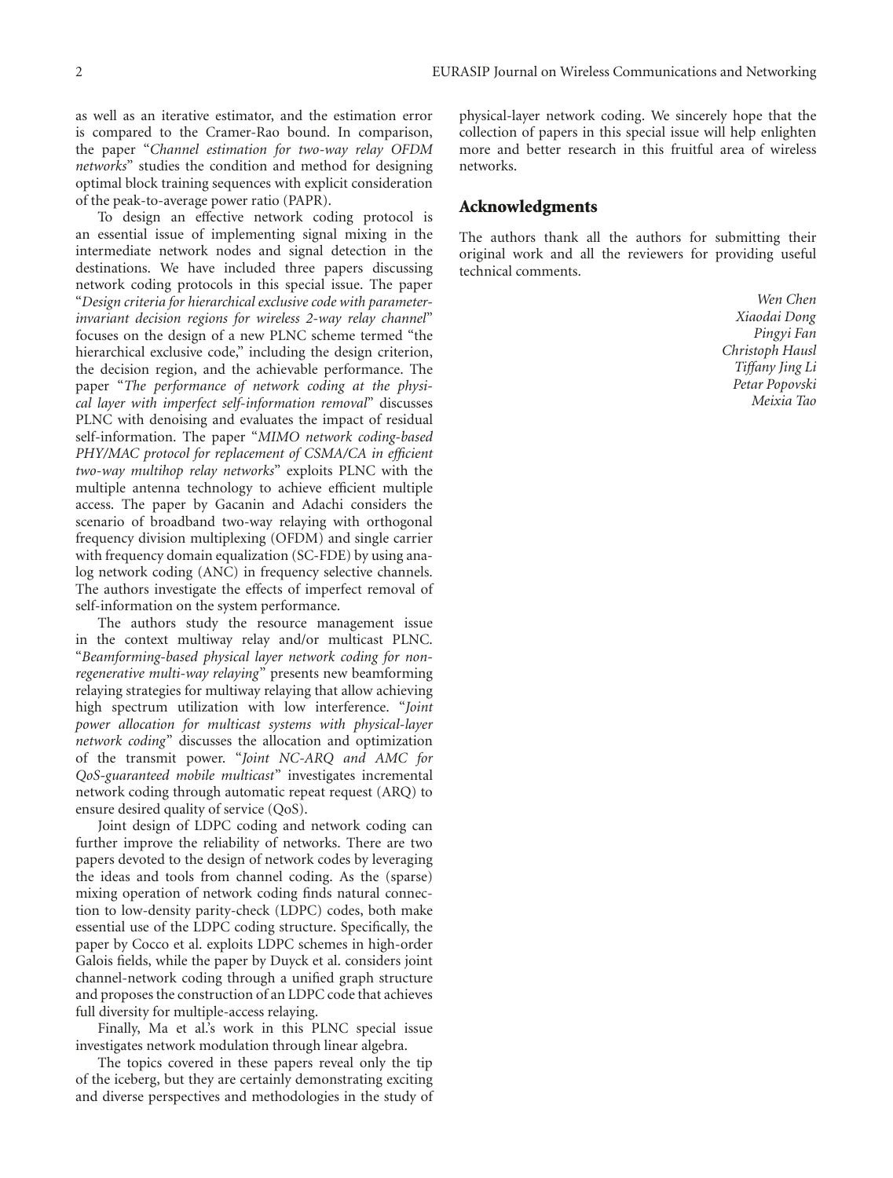as well as an iterative estimator, and the estimation error is compared to the Cramer-Rao bound. In comparison, the paper "*Channel estimation for two-way relay OFDM networks*" studies the condition and method for designing optimal block training sequences with explicit consideration of the peak-to-average power ratio (PAPR).

To design an effective network coding protocol is an essential issue of implementing signal mixing in the intermediate network nodes and signal detection in the destinations. We have included three papers discussing network coding protocols in this special issue. The paper "*Design criteria for hierarchical exclusive code with parameter-invariant decision regions for wireless 2-way relay channel*" focuses on the design of a new PLNC scheme termed "the hierarchical exclusive code," including the design criterion, the decision region, and the achievable performance. The paper "*The performance of network coding at the physical layer with imperfect self-information removal*" discusses PLNC with denoising and evaluates the impact of residual self-information. The paper "*MIMO network coding-based PHY/MAC protocol for replacement of CSMA/CA in efficient two-way multihop relay networks*" exploits PLNC with the multiple antenna technology to achieve efficient multiple access. The paper by Gacanin and Adachi considers the scenario of broadband two-way relaying with orthogonal frequency division multiplexing (OFDM) and single carrier with frequency domain equalization (SC-FDE) by using analog network coding (ANC) in frequency selective channels. The authors investigate the effects of imperfect removal of self-information on the system performance.

The authors study the resource management issue in the context multiway relay and/or multicast PLNC. "*Beamforming-based physical layer network coding for non-regenerative multi-way relaying*" presents new beamforming relaying strategies for multiway relaying that allow achieving high spectrum utilization with low interference. "*Joint power allocation for multicast systems with physical-layer network coding*" discusses the allocation and optimization of the transmit power. "*Joint NC-ARQ and AMC for QoS-guaranteed mobile multicast*" investigates incremental network coding through automatic repeat request (ARQ) to ensure desired quality of service (QoS).

Joint design of LDPC coding and network coding can further improve the reliability of networks. There are two papers devoted to the design of network codes by leveraging the ideas and tools from channel coding. As the (sparse) mixing operation of network coding finds natural connection to low-density parity-check (LDPC) codes, both make essential use of the LDPC coding structure. Specifically, the paper by Cocco et al. exploits LDPC schemes in high-order Galois fields, while the paper by Duyck et al. considers joint channel-network coding through a unified graph structure and proposes the construction of an LDPC code that achieves full diversity for multiple-access relaying.

Finally, Ma et al.'s work in this PLNC special issue investigates network modulation through linear algebra.

The topics covered in these papers reveal only the tip of the iceberg, but they are certainly demonstrating exciting and diverse perspectives and methodologies in the study of physical-layer network coding. We sincerely hope that the collection of papers in this special issue will help enlighten more and better research in this fruitful area of wireless networks.

## Acknowledgments

The authors thank all the authors for submitting their original work and all the reviewers for providing useful technical comments.

*Wen Chen*
*Xiaodai Dong*
*Pingyi Fan*
*Christoph Hausl*
*Tiffany Jing Li*
*Petar Popovski*
*Meixia Tao*